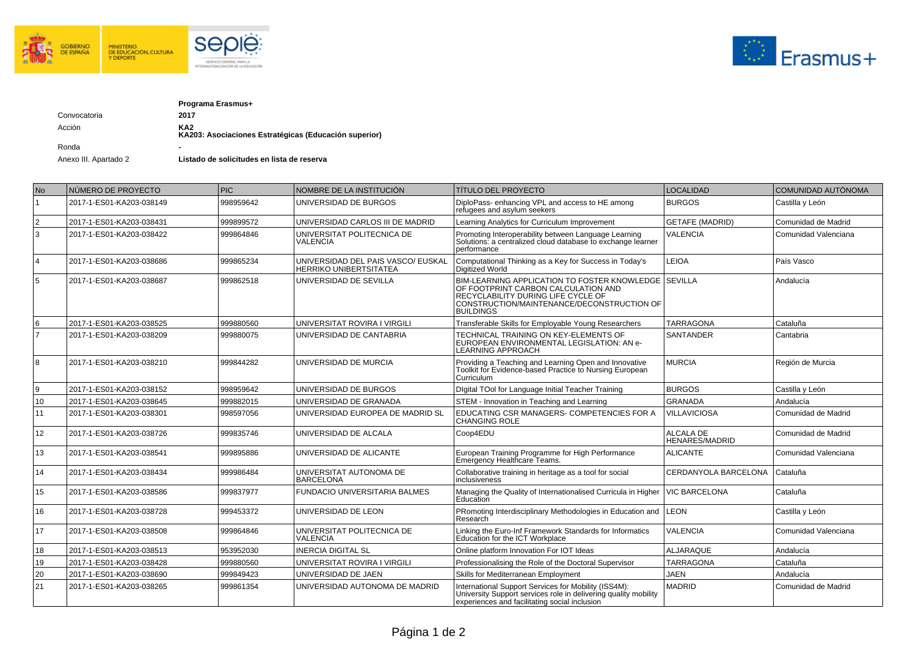**Programa Erasmus+**

| | |
|---|---|
| Convocatoria | **2017** |
| Acción | **KA2**<br>**KA203: Asociaciones Estratégicas (Educación superior)** |
| Ronda | **-** |
| Anexo III. Apartado 2 | **Listado de solicitudes en lista de reserva** |

| No | NÚMERO DE PROYECTO | PIC | NOMBRE DE LA INSTITUCIÓN | TÍTULO DEL PROYECTO | LOCALIDAD | COMUNIDAD AUTÓNOMA |
|---|---|---|---|---|---|---|
| 1 | 2017-1-ES01-KA203-038149 | 998959642 | UNIVERSIDAD DE BURGOS | DiploPass- enhancing VPL and access to HE among refugees and asylum seekers | BURGOS | Castilla y León |
| 2 | 2017-1-ES01-KA203-038431 | 999899572 | UNIVERSIDAD CARLOS III DE MADRID | Learning Analytics for Curriculum Improvement | GETAFE (MADRID) | Comunidad de Madrid |
| 3 | 2017-1-ES01-KA203-038422 | 999864846 | UNIVERSITAT POLITECNICA DE VALENCIA | Promoting Interoperability between Language Learning Solutions: a centralized cloud database to exchange learner performance | VALENCIA | Comunidad Valenciana |
| 4 | 2017-1-ES01-KA203-038686 | 999865234 | UNIVERSIDAD DEL PAIS VASCO/ EUSKAL HERRIKO UNIBERTSITATEA | Computational Thinking as a Key for Success in Today's Digitized World | LEIOA | País Vasco |
| 5 | 2017-1-ES01-KA203-038687 | 999862518 | UNIVERSIDAD DE SEVILLA | BIM-LEARNING APPLICATION TO FOSTER KNOWLEDGE OF FOOTPRINT CARBON CALCULATION AND RECYCLABILITY DURING LIFE CYCLE OF CONSTRUCTION/MAINTENANCE/DECONSTRUCTION OF BUILDINGS | SEVILLA | Andalucía |
| 6 | 2017-1-ES01-KA203-038525 | 999880560 | UNIVERSITAT ROVIRA I VIRGILI | Transferable Skills for Employable Young Researchers | TARRAGONA | Cataluña |
| 7 | 2017-1-ES01-KA203-038209 | 999880075 | UNIVERSIDAD DE CANTABRIA | TECHNICAL TRAINING ON KEY-ELEMENTS OF EUROPEAN ENVIRONMENTAL LEGISLATION: AN e-LEARNING APPROACH | SANTANDER | Cantabria |
| 8 | 2017-1-ES01-KA203-038210 | 999844282 | UNIVERSIDAD DE MURCIA | Providing a Teaching and Learning Open and Innovative Toolkit for Evidence-based Practice to Nursing European Curriculum | MURCIA | Región de Murcia |
| 9 | 2017-1-ES01-KA203-038152 | 998959642 | UNIVERSIDAD DE BURGOS | DIgital TOol for Language Initial Teacher Training | BURGOS | Castilla y León |
| 10 | 2017-1-ES01-KA203-038645 | 999882015 | UNIVERSIDAD DE GRANADA | STEM - Innovation in Teaching and Learning | GRANADA | Andalucía |
| 11 | 2017-1-ES01-KA203-038301 | 998597056 | UNIVERSIDAD EUROPEA DE MADRID SL | EDUCATING CSR MANAGERS- COMPETENCIES FOR A CHANGING ROLE | VILLAVICIOSA | Comunidad de Madrid |
| 12 | 2017-1-ES01-KA203-038726 | 999835746 | UNIVERSIDAD DE ALCALA | Coop4EDU | ALCALA DE HENARES/MADRID | Comunidad de Madrid |
| 13 | 2017-1-ES01-KA203-038541 | 999895886 | UNIVERSIDAD DE ALICANTE | European Training Programme for High Performance Emergency Healthcare Teams. | ALICANTE | Comunidad Valenciana |
| 14 | 2017-1-ES01-KA203-038434 | 999986484 | UNIVERSITAT AUTONOMA DE BARCELONA | Collaborative training in heritage as a tool for social inclusiveness | CERDANYOLA BARCELONA | Cataluña |
| 15 | 2017-1-ES01-KA203-038586 | 999837977 | FUNDACIO UNIVERSITARIA BALMES | Managing the Quality of Internationalised Curricula in Higher Education | VIC BARCELONA | Cataluña |
| 16 | 2017-1-ES01-KA203-038728 | 999453372 | UNIVERSIDAD DE LEON | PRomoting Interdisciplinary Methodologies in Education and Research | LEON | Castilla y León |
| 17 | 2017-1-ES01-KA203-038508 | 999864846 | UNIVERSITAT POLITECNICA DE VALENCIA | Linking the Euro-Inf Framework Standards for Informatics Education for the ICT Workplace | VALENCIA | Comunidad Valenciana |
| 18 | 2017-1-ES01-KA203-038513 | 953952030 | INERCIA DIGITAL SL | Online platform Innovation For IOT Ideas | ALJARAQUE | Andalucía |
| 19 | 2017-1-ES01-KA203-038428 | 999880560 | UNIVERSITAT ROVIRA I VIRGILI | Professionalising the Role of the Doctoral Supervisor | TARRAGONA | Cataluña |
| 20 | 2017-1-ES01-KA203-038690 | 999849423 | UNIVERSIDAD DE JAEN | Skills for Mediterranean Employment | JAEN | Andalucía |
| 21 | 2017-1-ES01-KA203-038265 | 999861354 | UNIVERSIDAD AUTONOMA DE MADRID | International Support Services for Mobility (ISS4M): University Support services role in delivering quality mobility experiences and facilitating social inclusion | MADRID | Comunidad de Madrid |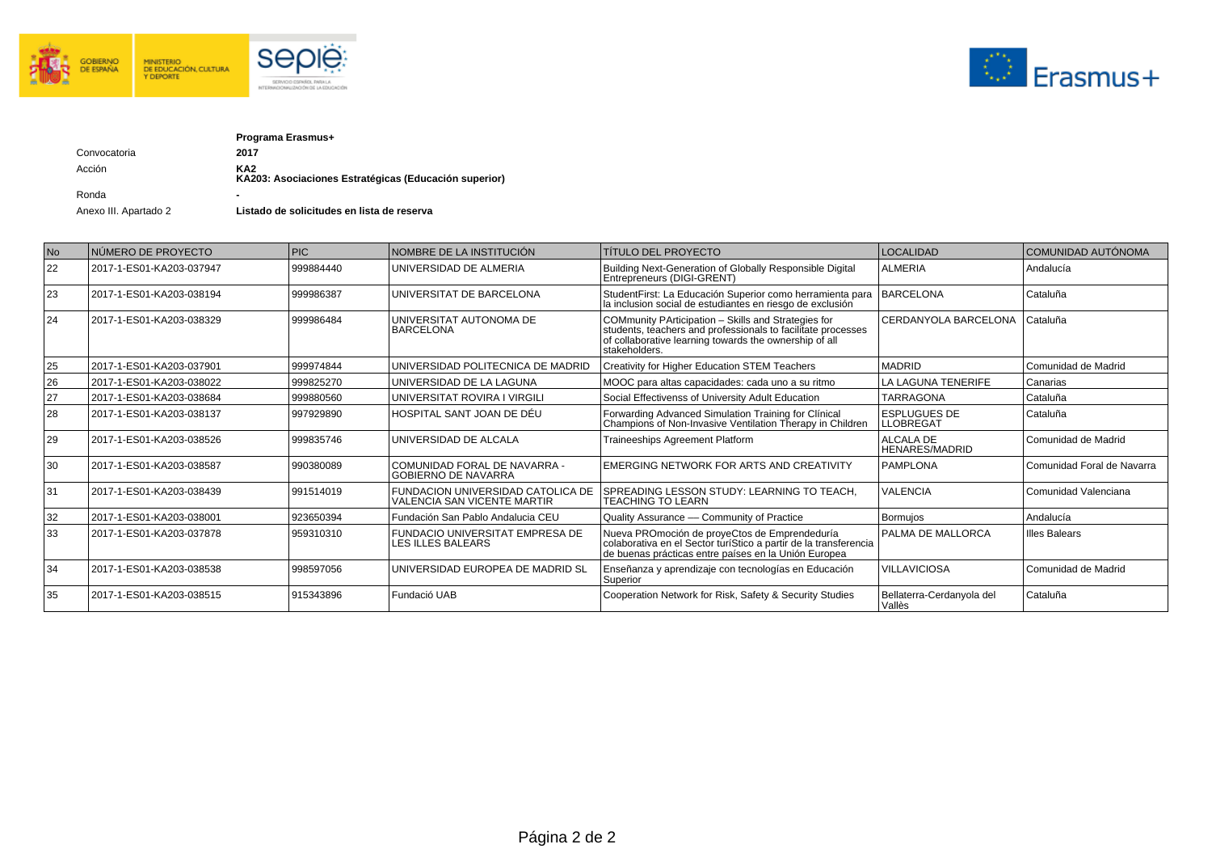| | |
|---|---|
| | **Programa Erasmus+** |
| Convocatoria | **2017** |
| Acción | **KA2**<br>**KA203: Asociaciones Estratégicas (Educación superior)** |
| Ronda | **-** |
| Anexo III. Apartado 2 | **Listado de solicitudes en lista de reserva** |

| No | NÚMERO DE PROYECTO | PIC | NOMBRE DE LA INSTITUCIÓN | TÍTULO DEL PROYECTO | LOCALIDAD | COMUNIDAD AUTÓNOMA |
|---|---|---|---|---|---|---|
| 22 | 2017-1-ES01-KA203-037947 | 999884440 | UNIVERSIDAD DE ALMERIA | Building Next-Generation of Globally Responsible Digital Entrepreneurs (DIGI-GRENT) | ALMERIA | Andalucía |
| 23 | 2017-1-ES01-KA203-038194 | 999986387 | UNIVERSITAT DE BARCELONA | StudentFirst: La Educación Superior como herramienta para la inclusion social de estudiantes en riesgo de exclusión | BARCELONA | Cataluña |
| 24 | 2017-1-ES01-KA203-038329 | 999986484 | UNIVERSITAT AUTONOMA DE BARCELONA | COMmunity PArticipation – Skills and Strategies for students, teachers and professionals to facilitate processes of collaborative learning towards the ownership of all stakeholders. | CERDANYOLA BARCELONA | Cataluña |
| 25 | 2017-1-ES01-KA203-037901 | 999974844 | UNIVERSIDAD POLITECNICA DE MADRID | Creativity for Higher Education STEM Teachers | MADRID | Comunidad de Madrid |
| 26 | 2017-1-ES01-KA203-038022 | 999825270 | UNIVERSIDAD DE LA LAGUNA | MOOC para altas capacidades: cada uno a su ritmo | LA LAGUNA TENERIFE | Canarias |
| 27 | 2017-1-ES01-KA203-038684 | 999880560 | UNIVERSITAT ROVIRA I VIRGILI | Social Effectivenss of University Adult Education | TARRAGONA | Cataluña |
| 28 | 2017-1-ES01-KA203-038137 | 997929890 | HOSPITAL SANT JOAN DE DÉU | Forwarding Advanced Simulation Training for Clínical Champions of Non-Invasive Ventilation Therapy in Children | ESPLUGUES DE LLOBREGAT | Cataluña |
| 29 | 2017-1-ES01-KA203-038526 | 999835746 | UNIVERSIDAD DE ALCALA | Traineeships Agreement Platform | ALCALA DE HENARES/MADRID | Comunidad de Madrid |
| 30 | 2017-1-ES01-KA203-038587 | 990380089 | COMUNIDAD FORAL DE NAVARRA - GOBIERNO DE NAVARRA | EMERGING NETWORK FOR ARTS AND CREATIVITY | PAMPLONA | Comunidad Foral de Navarra |
| 31 | 2017-1-ES01-KA203-038439 | 991514019 | FUNDACION UNIVERSIDAD CATOLICA DE VALENCIA SAN VICENTE MARTIR | SPREADING LESSON STUDY: LEARNING TO TEACH, TEACHING TO LEARN | VALENCIA | Comunidad Valenciana |
| 32 | 2017-1-ES01-KA203-038001 | 923650394 | Fundación San Pablo Andalucia CEU | Quality Assurance — Community of Practice | Bormujos | Andalucía |
| 33 | 2017-1-ES01-KA203-037878 | 959310310 | FUNDACIO UNIVERSITAT EMPRESA DE LES ILLES BALEARS | Nueva PROmoción de proyeCtos de Emprendeduría colaborativa en el Sector turíStico a partir de la transferencia de buenas prácticas entre países en la Unión Europea | PALMA DE MALLORCA | Illes Balears |
| 34 | 2017-1-ES01-KA203-038538 | 998597056 | UNIVERSIDAD EUROPEA DE MADRID SL | Enseñanza y aprendizaje con tecnologías en Educación Superior | VILLAVICIOSA | Comunidad de Madrid |
| 35 | 2017-1-ES01-KA203-038515 | 915343896 | Fundació UAB | Cooperation Network for Risk, Safety & Security Studies | Bellaterra-Cerdanyola del Vallès | Cataluña |